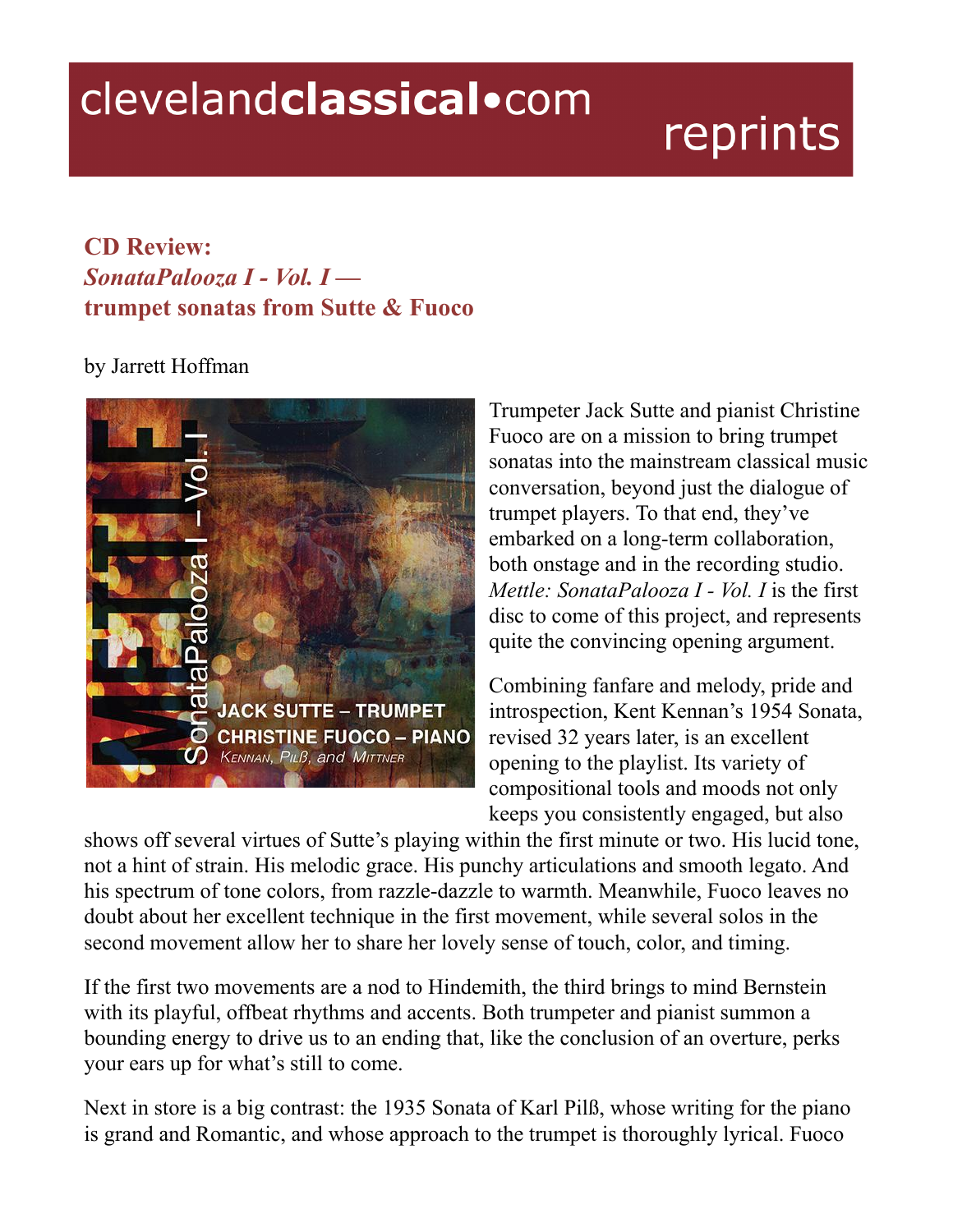# CD Review:
## *SonataPalooza I - Vol. I* — trumpet sonatas from Sutte & Fuoco

by Jarrett Hoffman

Trumpeter Jack Sutte and pianist Christine Fuoco are on a mission to bring trumpet sonatas into the mainstream classical music conversation, beyond just the dialogue of trumpet players. To that end, they've embarked on a long-term collaboration, both onstage and in the recording studio. *Mettle: SonataPalooza I - Vol. I* is the first disc to come of this project, and represents quite the convincing opening argument.

Combining fanfare and melody, pride and introspection, Kent Kennan's 1954 Sonata, revised 32 years later, is an excellent opening to the playlist. Its variety of compositional tools and moods not only keeps you consistently engaged, but also shows off several virtues of Sutte's playing within the first minute or two. His lucid tone, not a hint of strain. His melodic grace. His punchy articulations and smooth legato. And his spectrum of tone colors, from razzle-dazzle to warmth. Meanwhile, Fuoco leaves no doubt about her excellent technique in the first movement, while several solos in the second movement allow her to share her lovely sense of touch, color, and timing.

If the first two movements are a nod to Hindemith, the third brings to mind Bernstein with its playful, offbeat rhythms and accents. Both trumpeter and pianist summon a bounding energy to drive us to an ending that, like the conclusion of an overture, perks your ears up for what's still to come.

Next in store is a big contrast: the 1935 Sonata of Karl Pilß, whose writing for the piano is grand and Romantic, and whose approach to the trumpet is thoroughly lyrical. Fuoco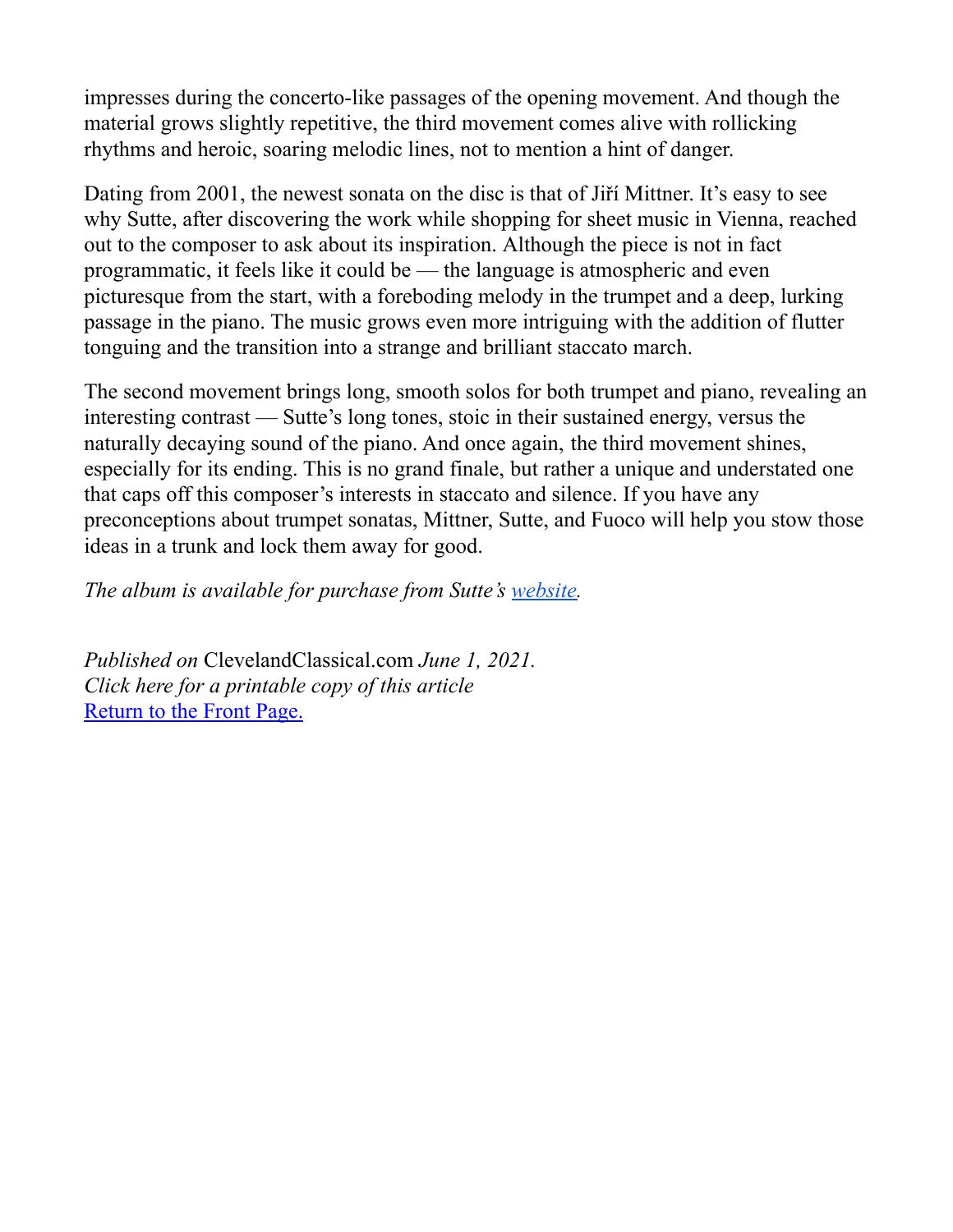impresses during the concerto-like passages of the opening movement. And though the material grows slightly repetitive, the third movement comes alive with rollicking rhythms and heroic, soaring melodic lines, not to mention a hint of danger.

Dating from 2001, the newest sonata on the disc is that of Jiří Mittner. It's easy to see why Sutte, after discovering the work while shopping for sheet music in Vienna, reached out to the composer to ask about its inspiration. Although the piece is not in fact programmatic, it feels like it could be — the language is atmospheric and even picturesque from the start, with a foreboding melody in the trumpet and a deep, lurking passage in the piano. The music grows even more intriguing with the addition of flutter tonguing and the transition into a strange and brilliant staccato march.

The second movement brings long, smooth solos for both trumpet and piano, revealing an interesting contrast — Sutte's long tones, stoic in their sustained energy, versus the naturally decaying sound of the piano. And once again, the third movement shines, especially for its ending. This is no grand finale, but rather a unique and understated one that caps off this composer's interests in staccato and silence. If you have any preconceptions about trumpet sonatas, Mittner, Sutte, and Fuoco will help you stow those ideas in a trunk and lock them away for good.

*The album is available for purchase from Sutte's [website](website).*

*Published on* ClevelandClassical.com *June 1, 2021.*
*Click here for a printable copy of this article*
[Return to the Front Page.](Return to the Front Page.)